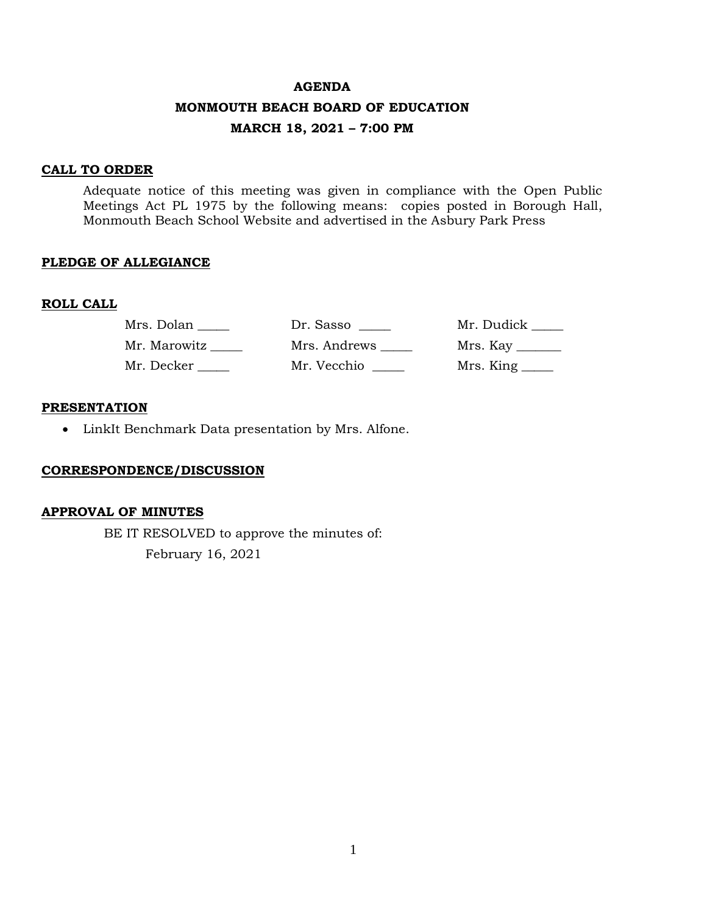**AGENDA**

**MONMOUTH BEACH BOARD OF EDUCATION**

**MARCH 18, 2021 – 7:00 PM**

## CALL TO ORDER

Adequate notice of this meeting was given in compliance with the Open Public Meetings Act PL 1975 by the following means: copies posted in Borough Hall, Monmouth Beach School Website and advertised in the Asbury Park Press

## PLEDGE OF ALLEGIANCE

## ROLL CALL

| | | |
|---|---|---|
| Mrs. Dolan _____ | Dr. Sasso _____ | Mr. Dudick _____ |
| Mr. Marowitz _____ | Mrs. Andrews _____ | Mrs. Kay _______ |
| Mr. Decker _____ | Mr. Vecchio _____ | Mrs. King _____ |

## PRESENTATION

- LinkIt Benchmark Data presentation by Mrs. Alfone.

## CORRESPONDENCE/DISCUSSION

## APPROVAL OF MINUTES

BE IT RESOLVED to approve the minutes of:

February 16, 2021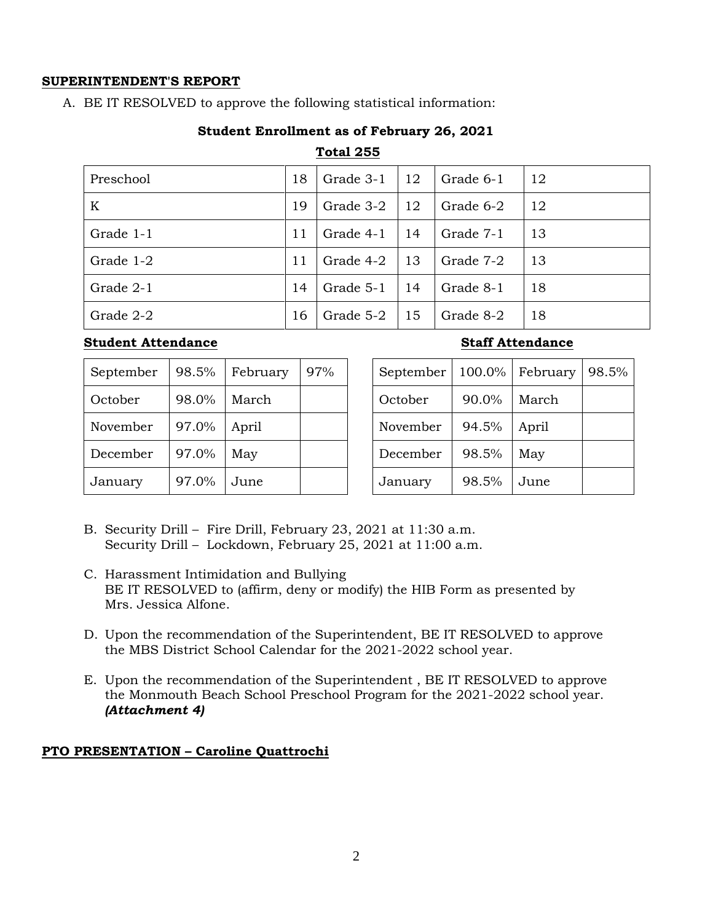**SUPERINTENDENT'S REPORT**

A. BE IT RESOLVED to approve the following statistical information:

**Student Enrollment as of February 26, 2021**

**Total 255**

| | | | | | |
|---|---|---|---|---|---|
| Preschool | 18 | Grade 3-1 | 12 | Grade 6-1 | 12 |
| K | 19 | Grade 3-2 | 12 | Grade 6-2 | 12 |
| Grade 1-1 | 11 | Grade 4-1 | 14 | Grade 7-1 | 13 |
| Grade 1-2 | 11 | Grade 4-2 | 13 | Grade 7-2 | 13 |
| Grade 2-1 | 14 | Grade 5-1 | 14 | Grade 8-1 | 18 |
| Grade 2-2 | 16 | Grade 5-2 | 15 | Grade 8-2 | 18 |

**Student Attendance**

| | | | |
|---|---|---|---|
| September | 98.5% | February | 97% |
| October | 98.0% | March | |
| November | 97.0% | April | |
| December | 97.0% | May | |
| January | 97.0% | June | |

**Staff Attendance**

| | | | |
|---|---|---|---|
| September | 100.0% | February | 98.5% |
| October | 90.0% | March | |
| November | 94.5% | April | |
| December | 98.5% | May | |
| January | 98.5% | June | |

B. Security Drill – Fire Drill, February 23, 2021 at 11:30 a.m.
   Security Drill – Lockdown, February 25, 2021 at 11:00 a.m.

C. Harassment Intimidation and Bullying
   BE IT RESOLVED to (affirm, deny or modify) the HIB Form as presented by Mrs. Jessica Alfone.

D. Upon the recommendation of the Superintendent, BE IT RESOLVED to approve the MBS District School Calendar for the 2021-2022 school year.

E. Upon the recommendation of the Superintendent , BE IT RESOLVED to approve the Monmouth Beach School Preschool Program for the 2021-2022 school year. ***(Attachment 4)***

**PTO PRESENTATION – Caroline Quattrochi**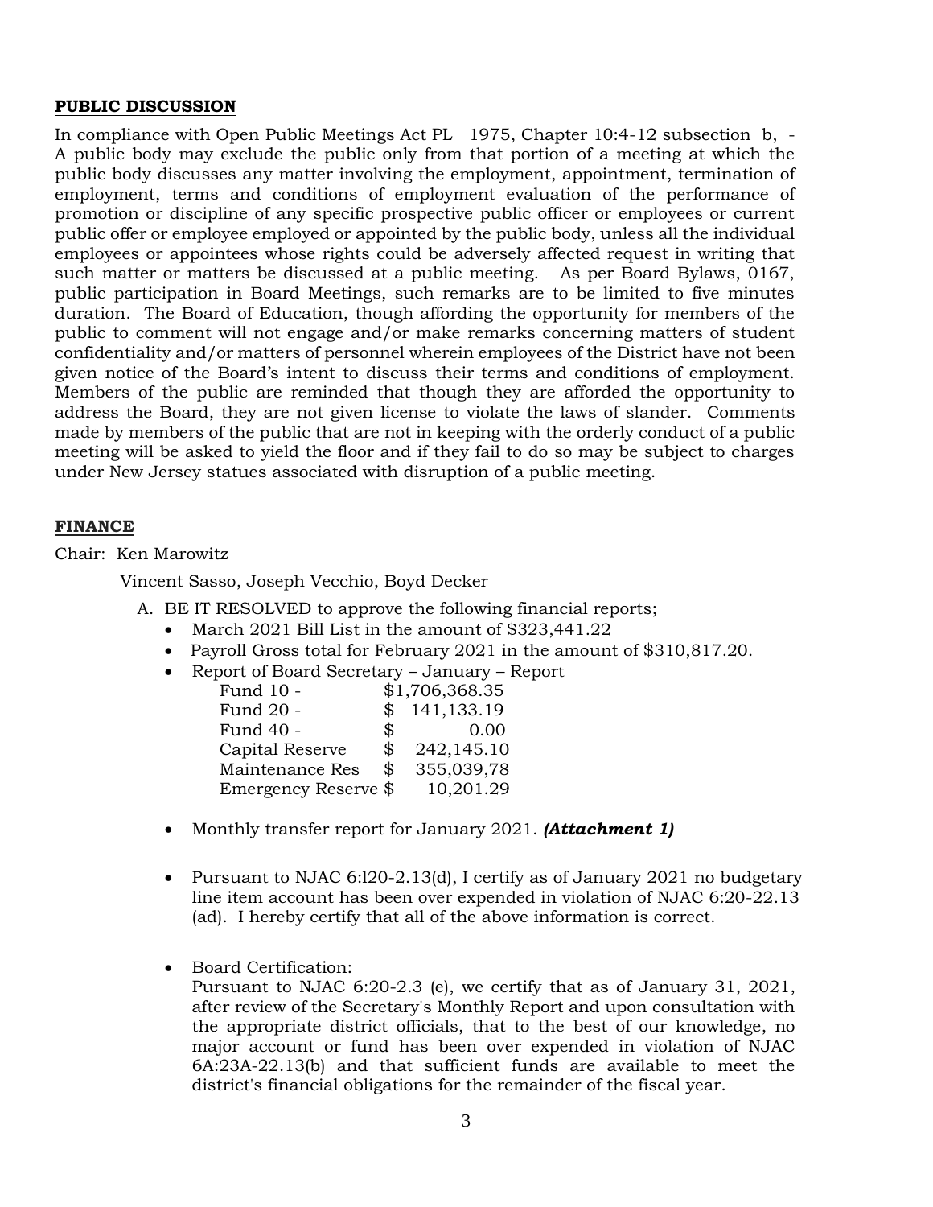**PUBLIC DISCUSSION**

In compliance with Open Public Meetings Act PL 1975, Chapter 10:4-12 subsection b, - A public body may exclude the public only from that portion of a meeting at which the public body discusses any matter involving the employment, appointment, termination of employment, terms and conditions of employment evaluation of the performance of promotion or discipline of any specific prospective public officer or employees or current public offer or employee employed or appointed by the public body, unless all the individual employees or appointees whose rights could be adversely affected request in writing that such matter or matters be discussed at a public meeting. As per Board Bylaws, 0167, public participation in Board Meetings, such remarks are to be limited to five minutes duration. The Board of Education, though affording the opportunity for members of the public to comment will not engage and/or make remarks concerning matters of student confidentiality and/or matters of personnel wherein employees of the District have not been given notice of the Board's intent to discuss their terms and conditions of employment. Members of the public are reminded that though they are afforded the opportunity to address the Board, they are not given license to violate the laws of slander. Comments made by members of the public that are not in keeping with the orderly conduct of a public meeting will be asked to yield the floor and if they fail to do so may be subject to charges under New Jersey statues associated with disruption of a public meeting.

**FINANCE**

Chair: Ken Marowitz

Vincent Sasso, Joseph Vecchio, Boyd Decker

A. BE IT RESOLVED to approve the following financial reports;
   - March 2021 Bill List in the amount of $323,441.22
   - Payroll Gross total for February 2021 in the amount of $310,817.20.
   - Report of Board Secretary – January – Report

| | |
|---|---|
| Fund 10 - | $1,706,368.35 |
| Fund 20 - | $ 141,133.19 |
| Fund 40 - | $ 0.00 |
| Capital Reserve | $ 242,145.10 |
| Maintenance Res | $ 355,039,78 |
| Emergency Reserve | $ 10,201.29 |

   - Monthly transfer report for January 2021. ***(Attachment 1)***
   - Pursuant to NJAC 6:l20-2.13(d), I certify as of January 2021 no budgetary line item account has been over expended in violation of NJAC 6:20-22.13 (ad). I hereby certify that all of the above information is correct.
   - Board Certification:
     Pursuant to NJAC 6:20-2.3 (e), we certify that as of January 31, 2021, after review of the Secretary's Monthly Report and upon consultation with the appropriate district officials, that to the best of our knowledge, no major account or fund has been over expended in violation of NJAC 6A:23A-22.13(b) and that sufficient funds are available to meet the district's financial obligations for the remainder of the fiscal year.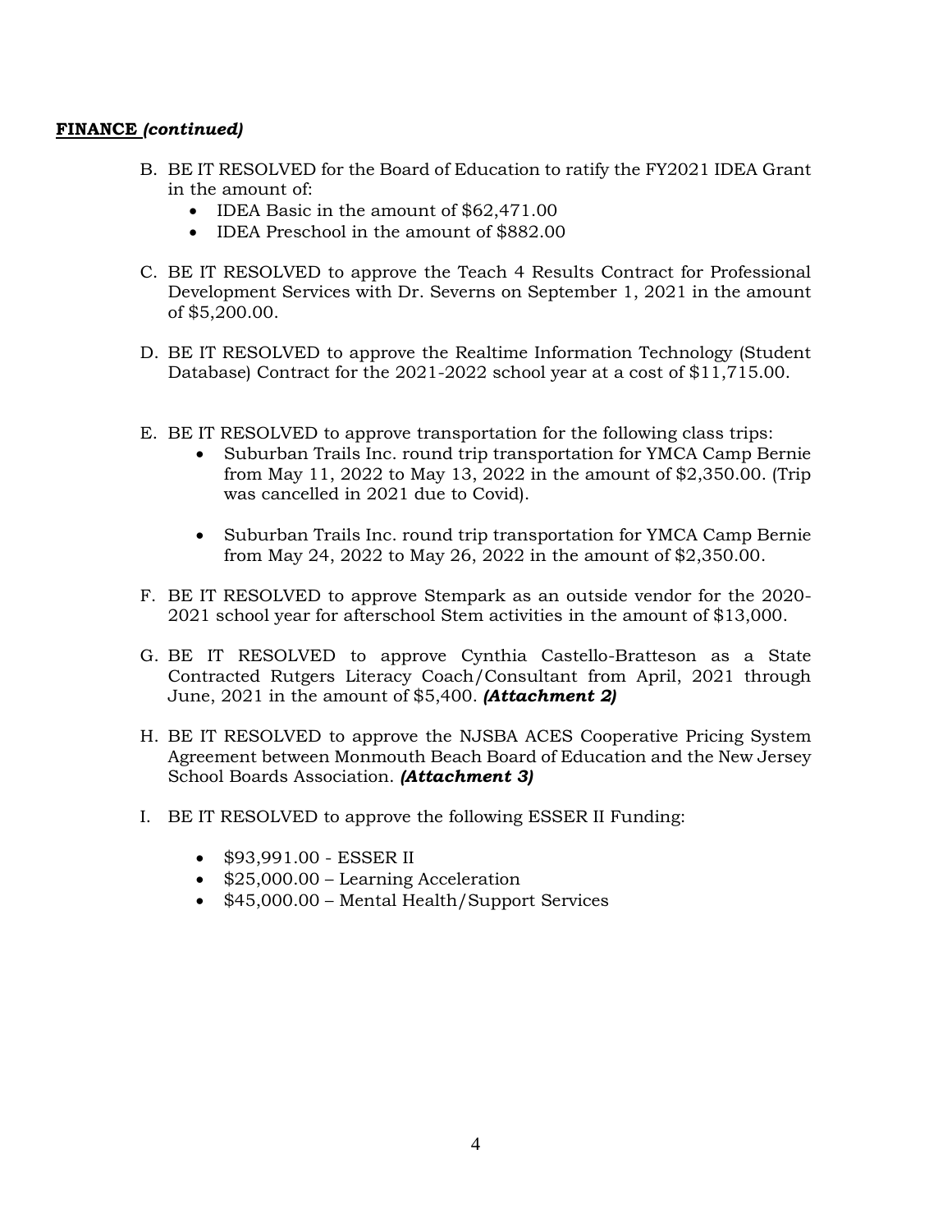**FINANCE** ***(continued)***

B. BE IT RESOLVED for the Board of Education to ratify the FY2021 IDEA Grant in the amount of:
   - IDEA Basic in the amount of $62,471.00
   - IDEA Preschool in the amount of $882.00

C. BE IT RESOLVED to approve the Teach 4 Results Contract for Professional Development Services with Dr. Severns on September 1, 2021 in the amount of $5,200.00.

D. BE IT RESOLVED to approve the Realtime Information Technology (Student Database) Contract for the 2021-2022 school year at a cost of $11,715.00.

E. BE IT RESOLVED to approve transportation for the following class trips:
   - Suburban Trails Inc. round trip transportation for YMCA Camp Bernie from May 11, 2022 to May 13, 2022 in the amount of $2,350.00. (Trip was cancelled in 2021 due to Covid).
   - Suburban Trails Inc. round trip transportation for YMCA Camp Bernie from May 24, 2022 to May 26, 2022 in the amount of $2,350.00.

F. BE IT RESOLVED to approve Stempark as an outside vendor for the 2020-2021 school year for afterschool Stem activities in the amount of $13,000.

G. BE IT RESOLVED to approve Cynthia Castello-Bratteson as a State Contracted Rutgers Literacy Coach/Consultant from April, 2021 through June, 2021 in the amount of $5,400. ***(Attachment 2)***

H. BE IT RESOLVED to approve the NJSBA ACES Cooperative Pricing System Agreement between Monmouth Beach Board of Education and the New Jersey School Boards Association. ***(Attachment 3)***

I. BE IT RESOLVED to approve the following ESSER II Funding:
   - $93,991.00 - ESSER II
   - $25,000.00 – Learning Acceleration
   - $45,000.00 – Mental Health/Support Services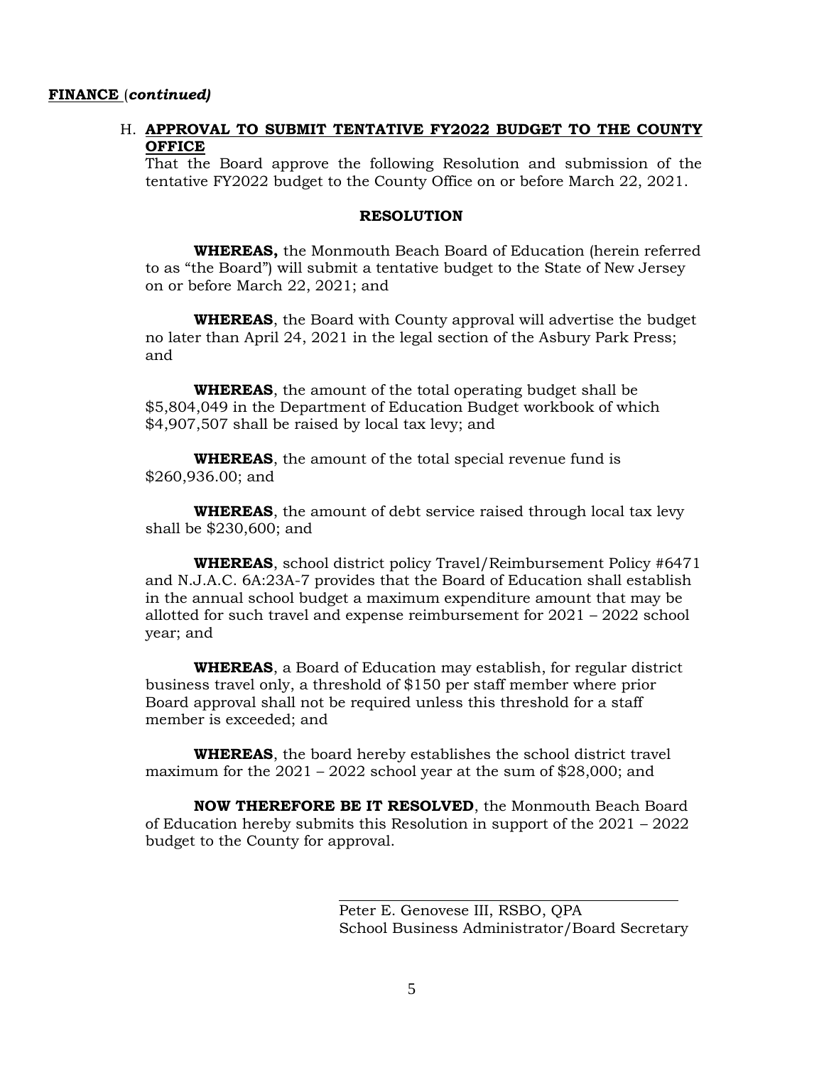**FINANCE** (***continued)***

H. **APPROVAL TO SUBMIT TENTATIVE FY2022 BUDGET TO THE COUNTY OFFICE**

That the Board approve the following Resolution and submission of the tentative FY2022 budget to the County Office on or before March 22, 2021.

**RESOLUTION**

**WHEREAS,** the Monmouth Beach Board of Education (herein referred to as "the Board") will submit a tentative budget to the State of New Jersey on or before March 22, 2021; and

**WHEREAS**, the Board with County approval will advertise the budget no later than April 24, 2021 in the legal section of the Asbury Park Press; and

**WHEREAS**, the amount of the total operating budget shall be $5,804,049 in the Department of Education Budget workbook of which $4,907,507 shall be raised by local tax levy; and

**WHEREAS**, the amount of the total special revenue fund is $260,936.00; and

**WHEREAS**, the amount of debt service raised through local tax levy shall be $230,600; and

**WHEREAS**, school district policy Travel/Reimbursement Policy #6471 and N.J.A.C. 6A:23A-7 provides that the Board of Education shall establish in the annual school budget a maximum expenditure amount that may be allotted for such travel and expense reimbursement for 2021 – 2022 school year; and

**WHEREAS**, a Board of Education may establish, for regular district business travel only, a threshold of $150 per staff member where prior Board approval shall not be required unless this threshold for a staff member is exceeded; and

**WHEREAS**, the board hereby establishes the school district travel maximum for the 2021 – 2022 school year at the sum of $28,000; and

**NOW THEREFORE BE IT RESOLVED**, the Monmouth Beach Board of Education hereby submits this Resolution in support of the 2021 – 2022 budget to the County for approval.

Peter E. Genovese III, RSBO, QPA
School Business Administrator/Board Secretary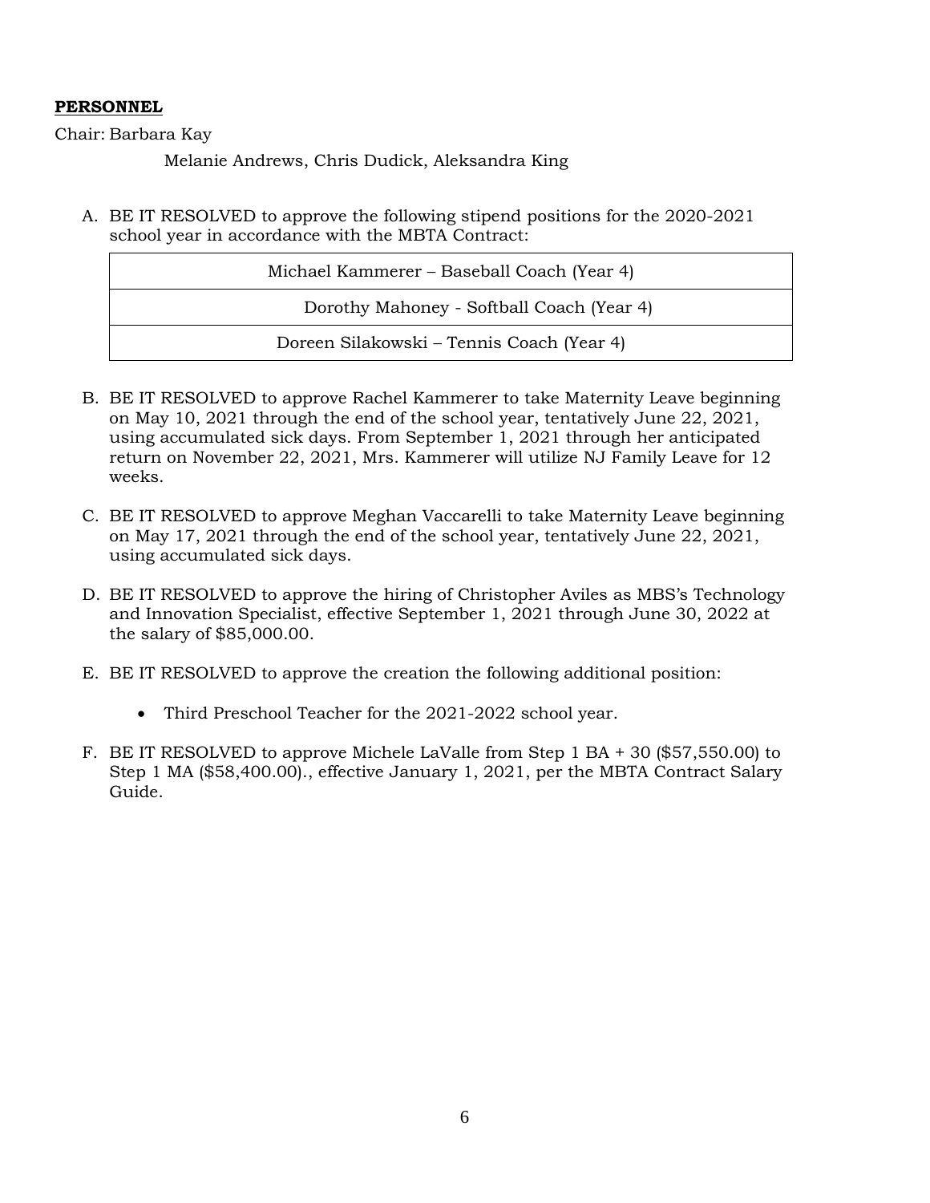**PERSONNEL**

Chair: Barbara Kay

Melanie Andrews, Chris Dudick, Aleksandra King

A. BE IT RESOLVED to approve the following stipend positions for the 2020-2021 school year in accordance with the MBTA Contract:

| Michael Kammerer – Baseball Coach (Year 4) |
|---|
| Dorothy Mahoney - Softball Coach (Year 4) |
| Doreen Silakowski – Tennis Coach (Year 4) |

B. BE IT RESOLVED to approve Rachel Kammerer to take Maternity Leave beginning on May 10, 2021 through the end of the school year, tentatively June 22, 2021, using accumulated sick days. From September 1, 2021 through her anticipated return on November 22, 2021, Mrs. Kammerer will utilize NJ Family Leave for 12 weeks.

C. BE IT RESOLVED to approve Meghan Vaccarelli to take Maternity Leave beginning on May 17, 2021 through the end of the school year, tentatively June 22, 2021, using accumulated sick days.

D. BE IT RESOLVED to approve the hiring of Christopher Aviles as MBS's Technology and Innovation Specialist, effective September 1, 2021 through June 30, 2022 at the salary of $85,000.00.

E. BE IT RESOLVED to approve the creation the following additional position:

- Third Preschool Teacher for the 2021-2022 school year.

F. BE IT RESOLVED to approve Michele LaValle from Step 1 BA + 30 ($57,550.00) to Step 1 MA ($58,400.00)., effective January 1, 2021, per the MBTA Contract Salary Guide.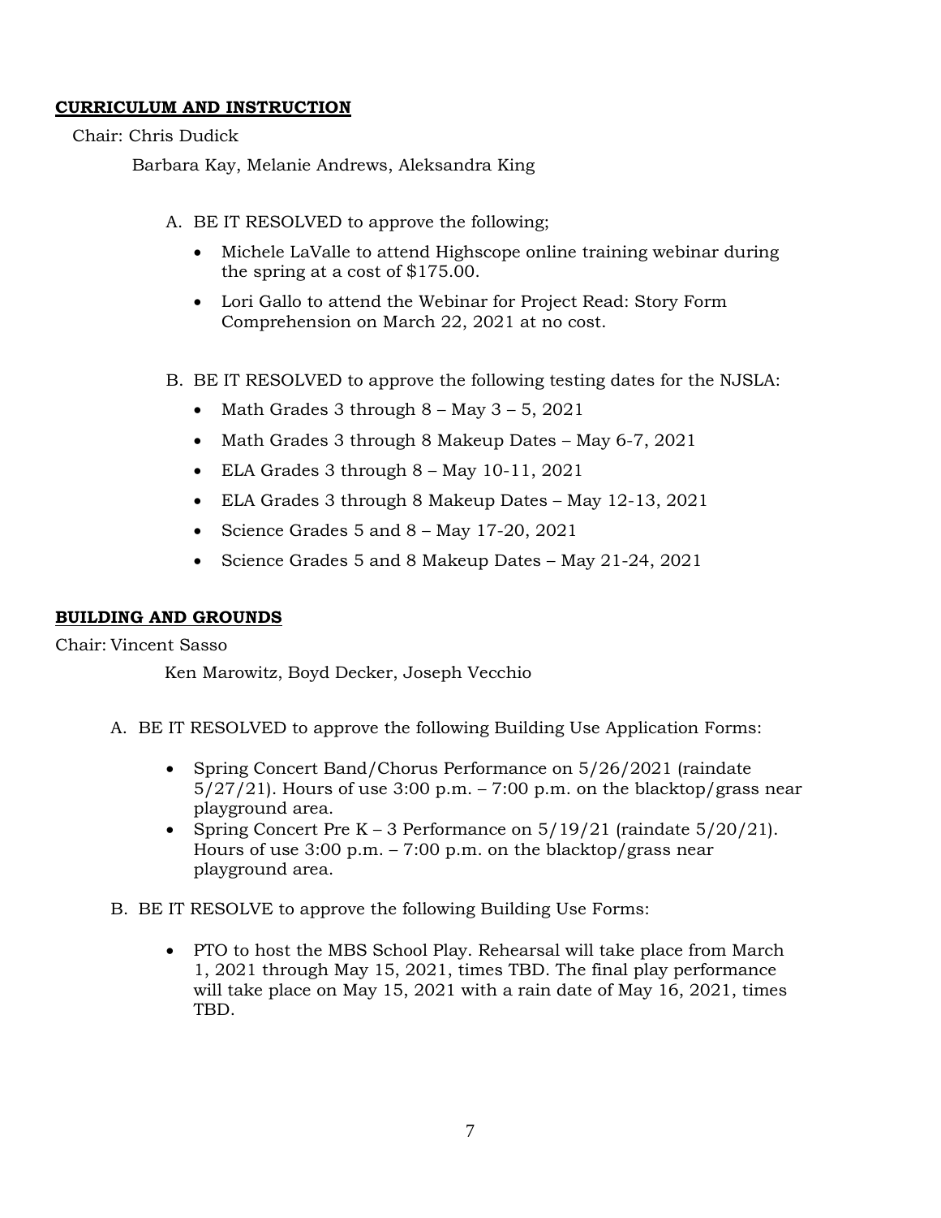## CURRICULUM AND INSTRUCTION

Chair: Chris Dudick

Barbara Kay, Melanie Andrews, Aleksandra King

A. BE IT RESOLVED to approve the following;

- Michele LaValle to attend Highscope online training webinar during the spring at a cost of $175.00.
- Lori Gallo to attend the Webinar for Project Read: Story Form Comprehension on March 22, 2021 at no cost.

B. BE IT RESOLVED to approve the following testing dates for the NJSLA:

- Math Grades 3 through 8 – May 3 – 5, 2021
- Math Grades 3 through 8 Makeup Dates – May 6-7, 2021
- ELA Grades 3 through 8 – May 10-11, 2021
- ELA Grades 3 through 8 Makeup Dates – May 12-13, 2021
- Science Grades 5 and 8 – May 17-20, 2021
- Science Grades 5 and 8 Makeup Dates – May 21-24, 2021

## BUILDING AND GROUNDS

Chair: Vincent Sasso

Ken Marowitz, Boyd Decker, Joseph Vecchio

A. BE IT RESOLVED to approve the following Building Use Application Forms:

- Spring Concert Band/Chorus Performance on 5/26/2021 (raindate 5/27/21). Hours of use 3:00 p.m. – 7:00 p.m. on the blacktop/grass near playground area.
- Spring Concert Pre K – 3 Performance on 5/19/21 (raindate 5/20/21). Hours of use 3:00 p.m. – 7:00 p.m. on the blacktop/grass near playground area.

B. BE IT RESOLVE to approve the following Building Use Forms:

- PTO to host the MBS School Play. Rehearsal will take place from March 1, 2021 through May 15, 2021, times TBD. The final play performance will take place on May 15, 2021 with a rain date of May 16, 2021, times TBD.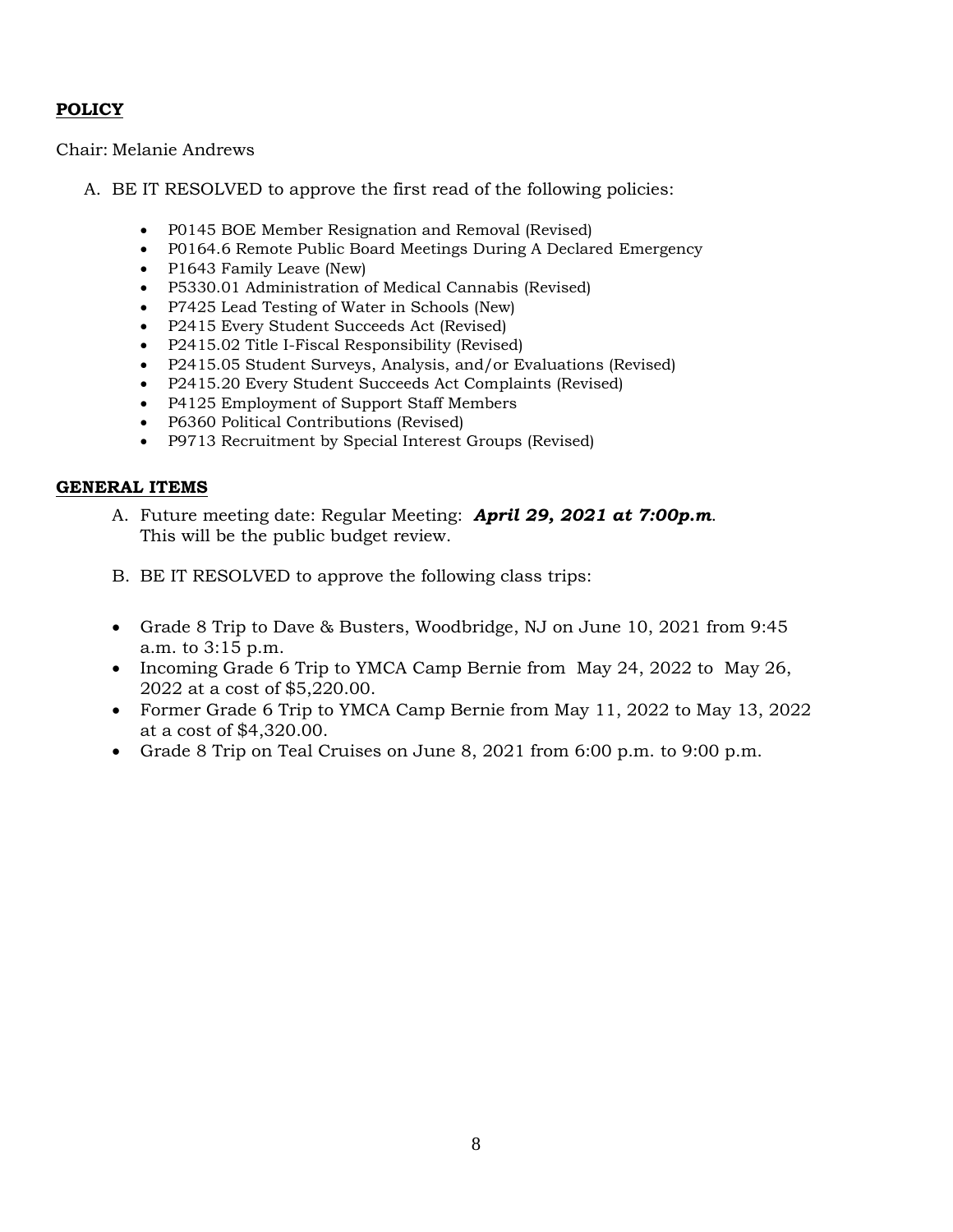**POLICY**

Chair: Melanie Andrews

A. BE IT RESOLVED to approve the first read of the following policies:

- P0145 BOE Member Resignation and Removal (Revised)
- P0164.6 Remote Public Board Meetings During A Declared Emergency
- P1643 Family Leave (New)
- P5330.01 Administration of Medical Cannabis (Revised)
- P7425 Lead Testing of Water in Schools (New)
- P2415 Every Student Succeeds Act (Revised)
- P2415.02 Title I-Fiscal Responsibility (Revised)
- P2415.05 Student Surveys, Analysis, and/or Evaluations (Revised)
- P2415.20 Every Student Succeeds Act Complaints (Revised)
- P4125 Employment of Support Staff Members
- P6360 Political Contributions (Revised)
- P9713 Recruitment by Special Interest Groups (Revised)

**GENERAL ITEMS**

A. Future meeting date: Regular Meeting: ***April 29, 2021 at 7:00p.m***. This will be the public budget review.

B. BE IT RESOLVED to approve the following class trips:

- Grade 8 Trip to Dave & Busters, Woodbridge, NJ on June 10, 2021 from 9:45 a.m. to 3:15 p.m.
- Incoming Grade 6 Trip to YMCA Camp Bernie from May 24, 2022 to May 26, 2022 at a cost of $5,220.00.
- Former Grade 6 Trip to YMCA Camp Bernie from May 11, 2022 to May 13, 2022 at a cost of $4,320.00.
- Grade 8 Trip on Teal Cruises on June 8, 2021 from 6:00 p.m. to 9:00 p.m.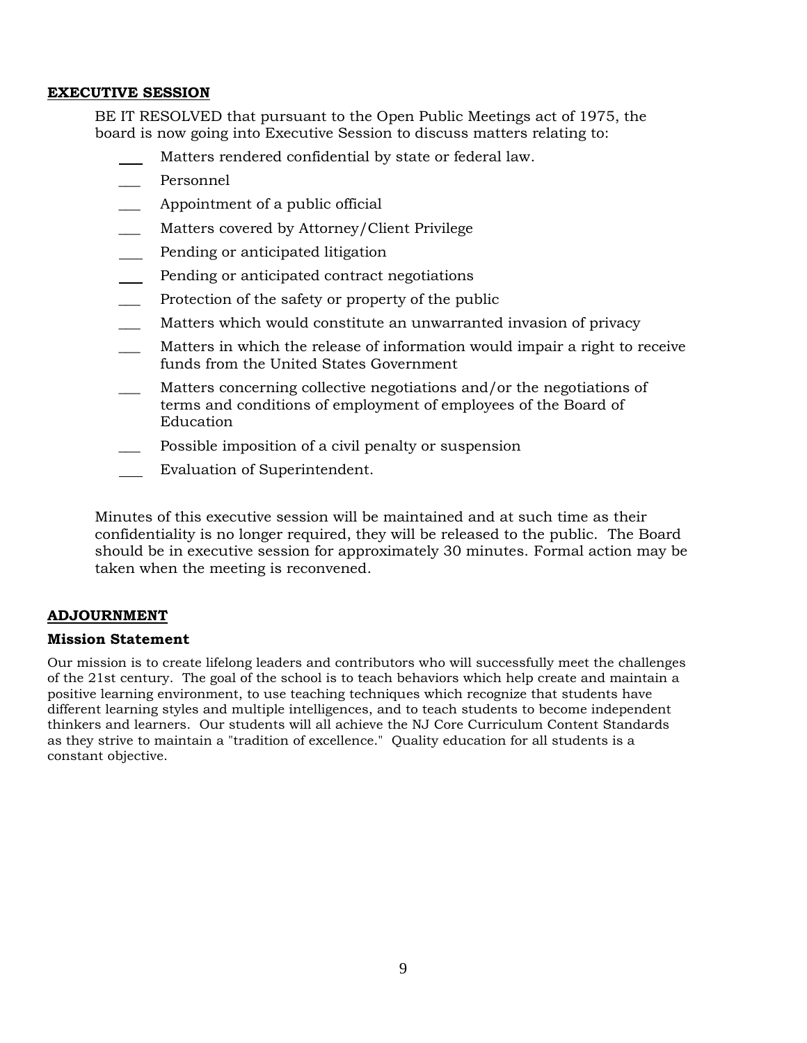**EXECUTIVE SESSION**

BE IT RESOLVED that pursuant to the Open Public Meetings act of 1975, the board is now going into Executive Session to discuss matters relating to:

___ Matters rendered confidential by state or federal law.

___ Personnel

___ Appointment of a public official

___ Matters covered by Attorney/Client Privilege

___ Pending or anticipated litigation

___ Pending or anticipated contract negotiations

___ Protection of the safety or property of the public

___ Matters which would constitute an unwarranted invasion of privacy

___ Matters in which the release of information would impair a right to receive funds from the United States Government

___ Matters concerning collective negotiations and/or the negotiations of terms and conditions of employment of employees of the Board of Education

___ Possible imposition of a civil penalty or suspension

___ Evaluation of Superintendent.

Minutes of this executive session will be maintained and at such time as their confidentiality is no longer required, they will be released to the public. The Board should be in executive session for approximately 30 minutes. Formal action may be taken when the meeting is reconvened.

**ADJOURNMENT**

**Mission Statement**

Our mission is to create lifelong leaders and contributors who will successfully meet the challenges of the 21st century. The goal of the school is to teach behaviors which help create and maintain a positive learning environment, to use teaching techniques which recognize that students have different learning styles and multiple intelligences, and to teach students to become independent thinkers and learners. Our students will all achieve the NJ Core Curriculum Content Standards as they strive to maintain a "tradition of excellence." Quality education for all students is a constant objective.